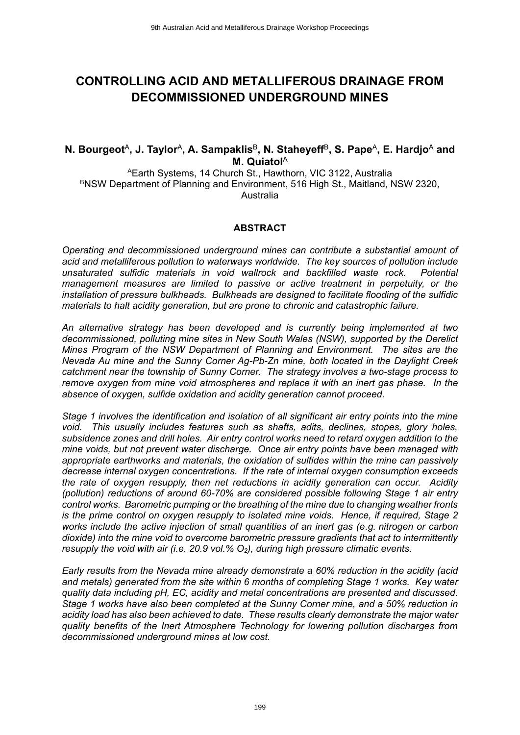# CONTROLLING ACID AND METALLIFEROUS DRAINAGE FROM DECOMMISSIONED UNDERGROUND MINES

**N. Bourgeot[A], J. Taylor[A], A. Sampaklis[B], N. Staheyeff[B], S. Pape[A], E. Hardjo[A] and M. Quiatol[A]**

[A]Earth Systems, 14 Church St., Hawthorn, VIC 3122, Australia
[B]NSW Department of Planning and Environment, 516 High St., Maitland, NSW 2320, Australia

## ABSTRACT

*Operating and decommissioned underground mines can contribute a substantial amount of acid and metalliferous pollution to waterways worldwide. The key sources of pollution include unsaturated sulfidic materials in void wallrock and backfilled waste rock. Potential management measures are limited to passive or active treatment in perpetuity, or the installation of pressure bulkheads. Bulkheads are designed to facilitate flooding of the sulfidic materials to halt acidity generation, but are prone to chronic and catastrophic failure.*

*An alternative strategy has been developed and is currently being implemented at two decommissioned, polluting mine sites in New South Wales (NSW), supported by the Derelict Mines Program of the NSW Department of Planning and Environment. The sites are the Nevada Au mine and the Sunny Corner Ag-Pb-Zn mine, both located in the Daylight Creek catchment near the township of Sunny Corner. The strategy involves a two-stage process to remove oxygen from mine void atmospheres and replace it with an inert gas phase. In the absence of oxygen, sulfide oxidation and acidity generation cannot proceed.*

*Stage 1 involves the identification and isolation of all significant air entry points into the mine void. This usually includes features such as shafts, adits, declines, stopes, glory holes, subsidence zones and drill holes. Air entry control works need to retard oxygen addition to the mine voids, but not prevent water discharge. Once air entry points have been managed with appropriate earthworks and materials, the oxidation of sulfides within the mine can passively decrease internal oxygen concentrations. If the rate of internal oxygen consumption exceeds the rate of oxygen resupply, then net reductions in acidity generation can occur. Acidity (pollution) reductions of around 60-70% are considered possible following Stage 1 air entry control works. Barometric pumping or the breathing of the mine due to changing weather fronts is the prime control on oxygen resupply to isolated mine voids. Hence, if required, Stage 2 works include the active injection of small quantities of an inert gas (e.g. nitrogen or carbon dioxide) into the mine void to overcome barometric pressure gradients that act to intermittently resupply the void with air (i.e. 20.9 vol.% $O_2$), during high pressure climatic events.*

*Early results from the Nevada mine already demonstrate a 60% reduction in the acidity (acid and metals) generated from the site within 6 months of completing Stage 1 works. Key water quality data including pH, EC, acidity and metal concentrations are presented and discussed. Stage 1 works have also been completed at the Sunny Corner mine, and a 50% reduction in acidity load has also been achieved to date. These results clearly demonstrate the major water quality benefits of the Inert Atmosphere Technology for lowering pollution discharges from decommissioned underground mines at low cost.*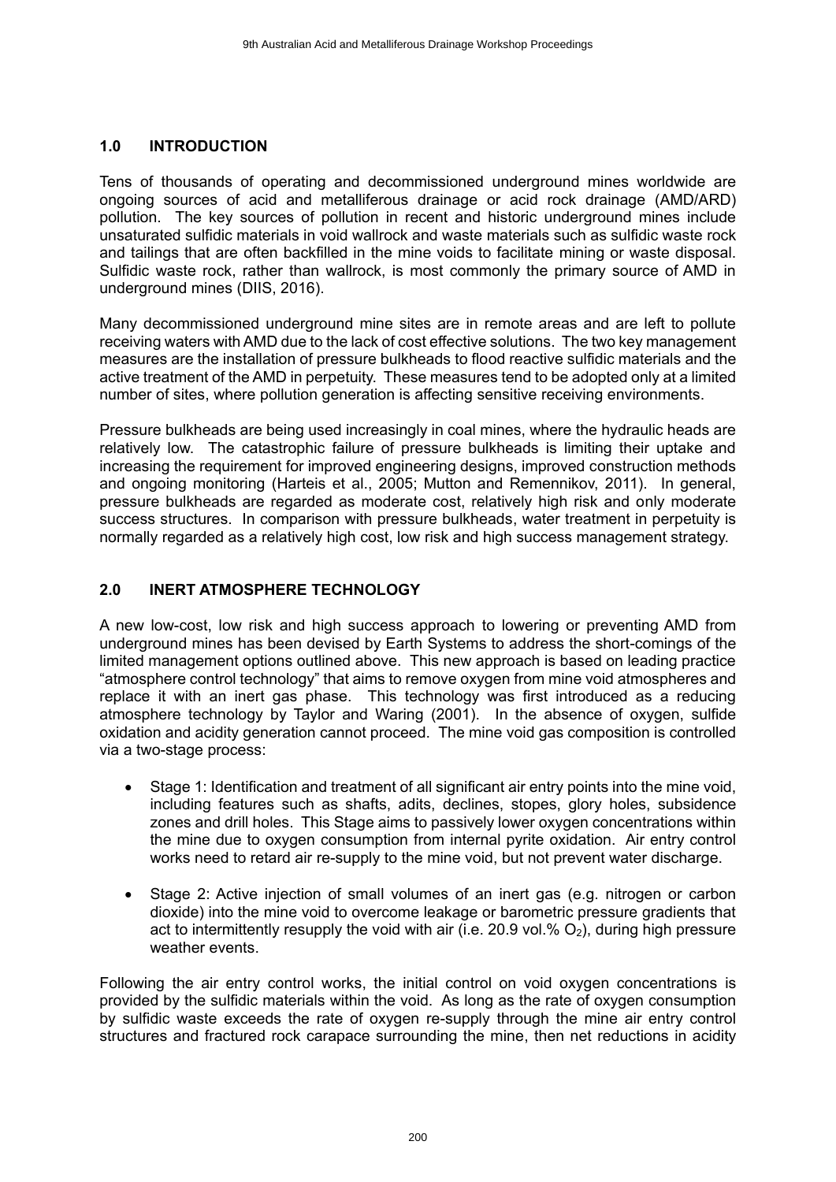## 1.0 INTRODUCTION

Tens of thousands of operating and decommissioned underground mines worldwide are ongoing sources of acid and metalliferous drainage or acid rock drainage (AMD/ARD) pollution. The key sources of pollution in recent and historic underground mines include unsaturated sulfidic materials in void wallrock and waste materials such as sulfidic waste rock and tailings that are often backfilled in the mine voids to facilitate mining or waste disposal. Sulfidic waste rock, rather than wallrock, is most commonly the primary source of AMD in underground mines (DIIS, 2016).

Many decommissioned underground mine sites are in remote areas and are left to pollute receiving waters with AMD due to the lack of cost effective solutions. The two key management measures are the installation of pressure bulkheads to flood reactive sulfidic materials and the active treatment of the AMD in perpetuity. These measures tend to be adopted only at a limited number of sites, where pollution generation is affecting sensitive receiving environments.

Pressure bulkheads are being used increasingly in coal mines, where the hydraulic heads are relatively low. The catastrophic failure of pressure bulkheads is limiting their uptake and increasing the requirement for improved engineering designs, improved construction methods and ongoing monitoring (Harteis et al., 2005; Mutton and Remennikov, 2011). In general, pressure bulkheads are regarded as moderate cost, relatively high risk and only moderate success structures. In comparison with pressure bulkheads, water treatment in perpetuity is normally regarded as a relatively high cost, low risk and high success management strategy.

## 2.0 INERT ATMOSPHERE TECHNOLOGY

A new low-cost, low risk and high success approach to lowering or preventing AMD from underground mines has been devised by Earth Systems to address the short-comings of the limited management options outlined above. This new approach is based on leading practice "atmosphere control technology" that aims to remove oxygen from mine void atmospheres and replace it with an inert gas phase. This technology was first introduced as a reducing atmosphere technology by Taylor and Waring (2001). In the absence of oxygen, sulfide oxidation and acidity generation cannot proceed. The mine void gas composition is controlled via a two-stage process:

- Stage 1: Identification and treatment of all significant air entry points into the mine void, including features such as shafts, adits, declines, stopes, glory holes, subsidence zones and drill holes. This Stage aims to passively lower oxygen concentrations within the mine due to oxygen consumption from internal pyrite oxidation. Air entry control works need to retard air re-supply to the mine void, but not prevent water discharge.

- Stage 2: Active injection of small volumes of an inert gas (e.g. nitrogen or carbon dioxide) into the mine void to overcome leakage or barometric pressure gradients that act to intermittently resupply the void with air (i.e. 20.9 vol.% $O_2$), during high pressure weather events.

Following the air entry control works, the initial control on void oxygen concentrations is provided by the sulfidic materials within the void. As long as the rate of oxygen consumption by sulfidic waste exceeds the rate of oxygen re-supply through the mine air entry control structures and fractured rock carapace surrounding the mine, then net reductions in acidity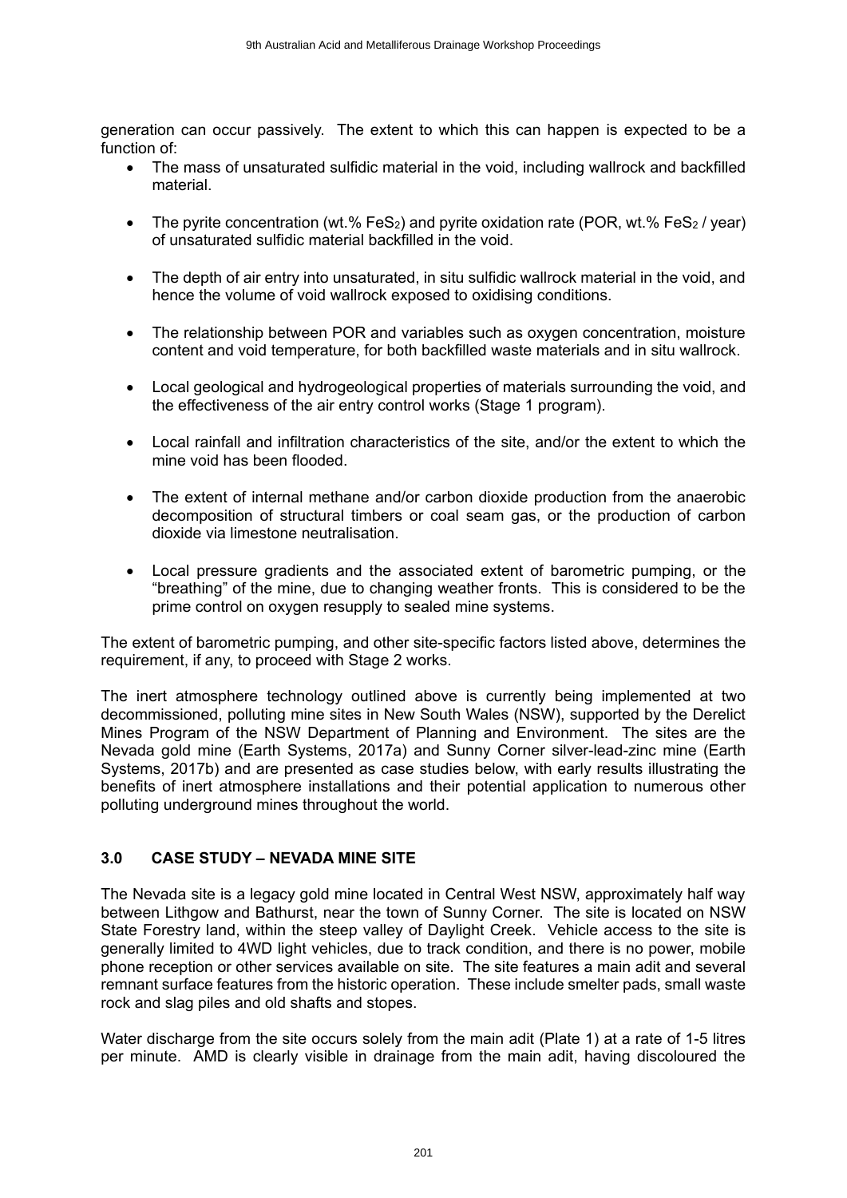generation can occur passively. The extent to which this can happen is expected to be a function of:

- The mass of unsaturated sulfidic material in the void, including wallrock and backfilled material.
- The pyrite concentration (wt.% $FeS_2$) and pyrite oxidation rate (POR, wt.% $FeS_2$ / year) of unsaturated sulfidic material backfilled in the void.
- The depth of air entry into unsaturated, in situ sulfidic wallrock material in the void, and hence the volume of void wallrock exposed to oxidising conditions.
- The relationship between POR and variables such as oxygen concentration, moisture content and void temperature, for both backfilled waste materials and in situ wallrock.
- Local geological and hydrogeological properties of materials surrounding the void, and the effectiveness of the air entry control works (Stage 1 program).
- Local rainfall and infiltration characteristics of the site, and/or the extent to which the mine void has been flooded.
- The extent of internal methane and/or carbon dioxide production from the anaerobic decomposition of structural timbers or coal seam gas, or the production of carbon dioxide via limestone neutralisation.
- Local pressure gradients and the associated extent of barometric pumping, or the "breathing" of the mine, due to changing weather fronts. This is considered to be the prime control on oxygen resupply to sealed mine systems.

The extent of barometric pumping, and other site-specific factors listed above, determines the requirement, if any, to proceed with Stage 2 works.

The inert atmosphere technology outlined above is currently being implemented at two decommissioned, polluting mine sites in New South Wales (NSW), supported by the Derelict Mines Program of the NSW Department of Planning and Environment. The sites are the Nevada gold mine (Earth Systems, 2017a) and Sunny Corner silver-lead-zinc mine (Earth Systems, 2017b) and are presented as case studies below, with early results illustrating the benefits of inert atmosphere installations and their potential application to numerous other polluting underground mines throughout the world.

## 3.0 CASE STUDY – NEVADA MINE SITE

The Nevada site is a legacy gold mine located in Central West NSW, approximately half way between Lithgow and Bathurst, near the town of Sunny Corner. The site is located on NSW State Forestry land, within the steep valley of Daylight Creek. Vehicle access to the site is generally limited to 4WD light vehicles, due to track condition, and there is no power, mobile phone reception or other services available on site. The site features a main adit and several remnant surface features from the historic operation. These include smelter pads, small waste rock and slag piles and old shafts and stopes.

Water discharge from the site occurs solely from the main adit (Plate 1) at a rate of 1-5 litres per minute. AMD is clearly visible in drainage from the main adit, having discoloured the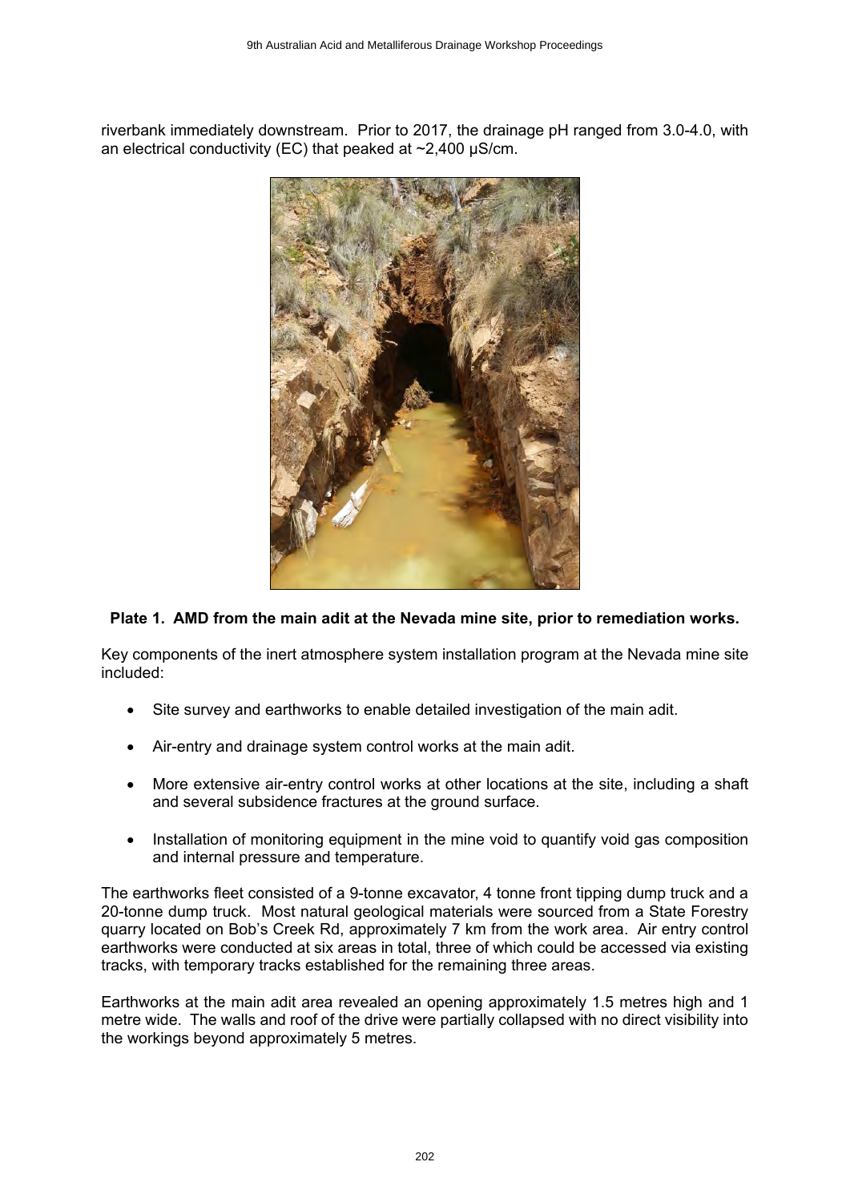riverbank immediately downstream. Prior to 2017, the drainage pH ranged from 3.0-4.0, with an electrical conductivity (EC) that peaked at ~2,400 µS/cm.

**Plate 1. AMD from the main adit at the Nevada mine site, prior to remediation works.**

Key components of the inert atmosphere system installation program at the Nevada mine site included:

- Site survey and earthworks to enable detailed investigation of the main adit.
- Air-entry and drainage system control works at the main adit.
- More extensive air-entry control works at other locations at the site, including a shaft and several subsidence fractures at the ground surface.
- Installation of monitoring equipment in the mine void to quantify void gas composition and internal pressure and temperature.

The earthworks fleet consisted of a 9-tonne excavator, 4 tonne front tipping dump truck and a 20-tonne dump truck. Most natural geological materials were sourced from a State Forestry quarry located on Bob's Creek Rd, approximately 7 km from the work area. Air entry control earthworks were conducted at six areas in total, three of which could be accessed via existing tracks, with temporary tracks established for the remaining three areas.

Earthworks at the main adit area revealed an opening approximately 1.5 metres high and 1 metre wide. The walls and roof of the drive were partially collapsed with no direct visibility into the workings beyond approximately 5 metres.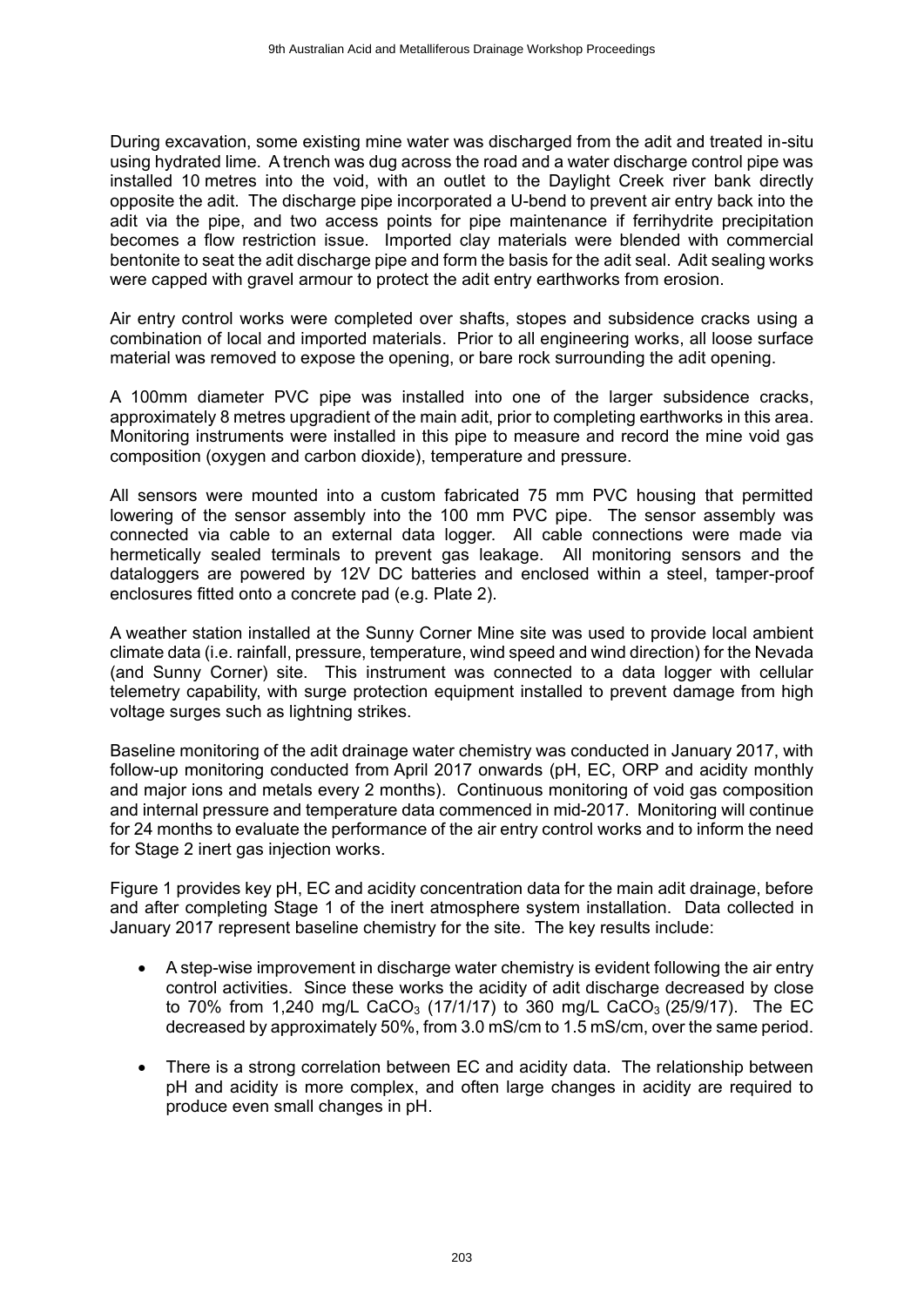During excavation, some existing mine water was discharged from the adit and treated in-situ using hydrated lime. A trench was dug across the road and a water discharge control pipe was installed 10 metres into the void, with an outlet to the Daylight Creek river bank directly opposite the adit. The discharge pipe incorporated a U-bend to prevent air entry back into the adit via the pipe, and two access points for pipe maintenance if ferrihydrite precipitation becomes a flow restriction issue. Imported clay materials were blended with commercial bentonite to seat the adit discharge pipe and form the basis for the adit seal. Adit sealing works were capped with gravel armour to protect the adit entry earthworks from erosion.

Air entry control works were completed over shafts, stopes and subsidence cracks using a combination of local and imported materials. Prior to all engineering works, all loose surface material was removed to expose the opening, or bare rock surrounding the adit opening.

A 100mm diameter PVC pipe was installed into one of the larger subsidence cracks, approximately 8 metres upgradient of the main adit, prior to completing earthworks in this area. Monitoring instruments were installed in this pipe to measure and record the mine void gas composition (oxygen and carbon dioxide), temperature and pressure.

All sensors were mounted into a custom fabricated 75 mm PVC housing that permitted lowering of the sensor assembly into the 100 mm PVC pipe. The sensor assembly was connected via cable to an external data logger. All cable connections were made via hermetically sealed terminals to prevent gas leakage. All monitoring sensors and the dataloggers are powered by 12V DC batteries and enclosed within a steel, tamper-proof enclosures fitted onto a concrete pad (e.g. Plate 2).

A weather station installed at the Sunny Corner Mine site was used to provide local ambient climate data (i.e. rainfall, pressure, temperature, wind speed and wind direction) for the Nevada (and Sunny Corner) site. This instrument was connected to a data logger with cellular telemetry capability, with surge protection equipment installed to prevent damage from high voltage surges such as lightning strikes.

Baseline monitoring of the adit drainage water chemistry was conducted in January 2017, with follow-up monitoring conducted from April 2017 onwards (pH, EC, ORP and acidity monthly and major ions and metals every 2 months). Continuous monitoring of void gas composition and internal pressure and temperature data commenced in mid-2017. Monitoring will continue for 24 months to evaluate the performance of the air entry control works and to inform the need for Stage 2 inert gas injection works.

Figure 1 provides key pH, EC and acidity concentration data for the main adit drainage, before and after completing Stage 1 of the inert atmosphere system installation. Data collected in January 2017 represent baseline chemistry for the site. The key results include:

- A step-wise improvement in discharge water chemistry is evident following the air entry control activities. Since these works the acidity of adit discharge decreased by close to 70% from 1,240 mg/L $CaCO_3$ (17/1/17) to 360 mg/L $CaCO_3$ (25/9/17). The EC decreased by approximately 50%, from 3.0 mS/cm to 1.5 mS/cm, over the same period.

- There is a strong correlation between EC and acidity data. The relationship between pH and acidity is more complex, and often large changes in acidity are required to produce even small changes in pH.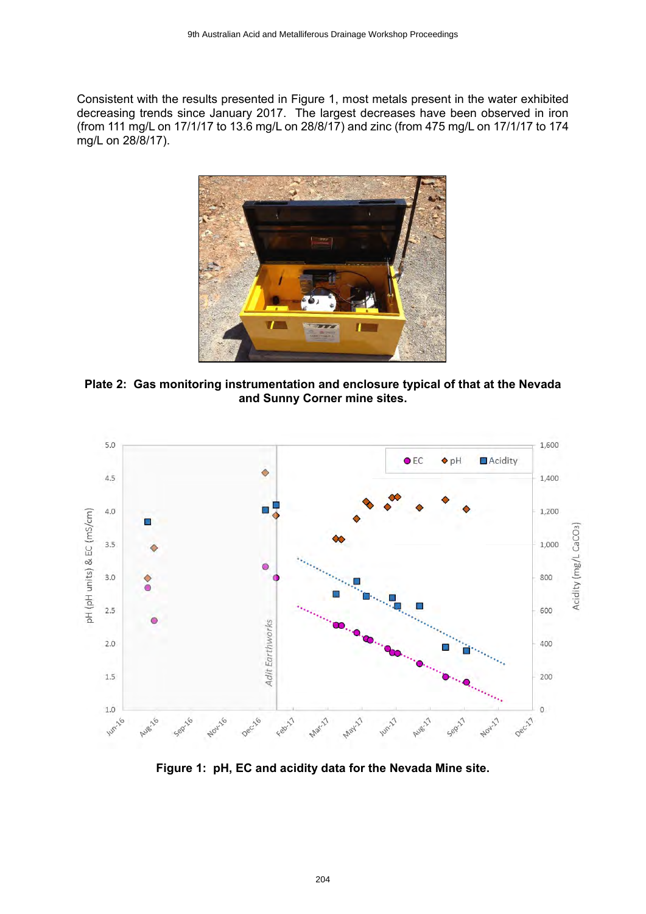Consistent with the results presented in Figure 1, most metals present in the water exhibited decreasing trends since January 2017. The largest decreases have been observed in iron (from 111 mg/L on 17/1/17 to 13.6 mg/L on 28/8/17) and zinc (from 475 mg/L on 17/1/17 to 174 mg/L on 28/8/17).

**Plate 2: Gas monitoring instrumentation and enclosure typical of that at the Nevada and Sunny Corner mine sites.**

**Figure 1: pH, EC and acidity data for the Nevada Mine site.**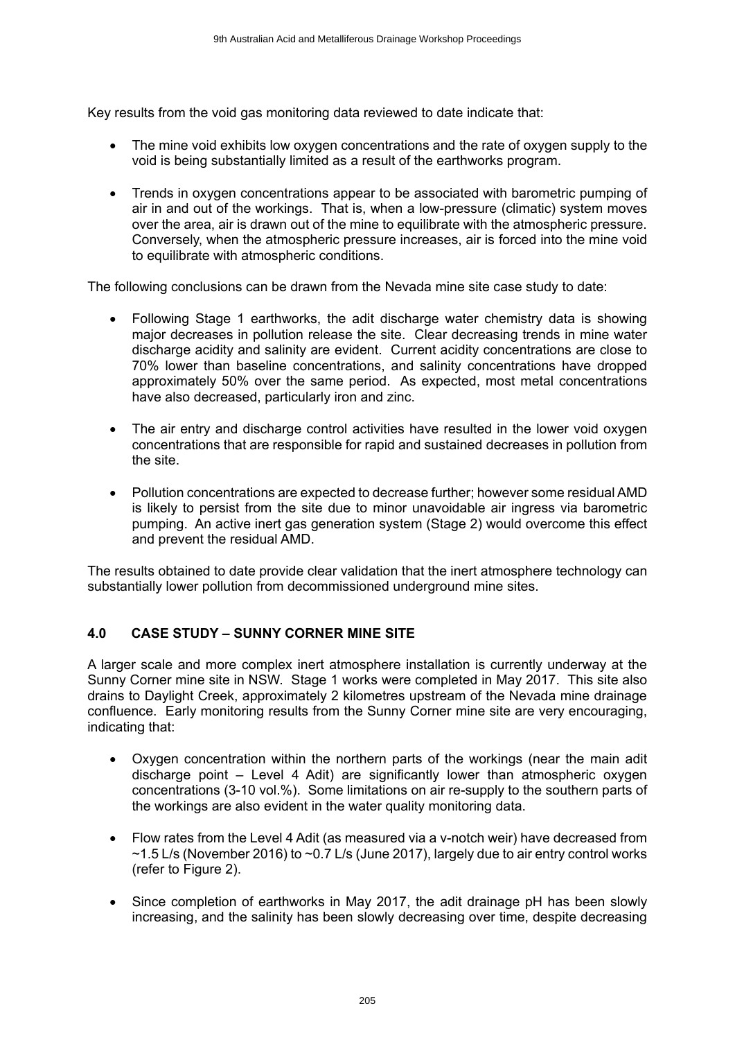Key results from the void gas monitoring data reviewed to date indicate that:

- The mine void exhibits low oxygen concentrations and the rate of oxygen supply to the void is being substantially limited as a result of the earthworks program.
- Trends in oxygen concentrations appear to be associated with barometric pumping of air in and out of the workings. That is, when a low-pressure (climatic) system moves over the area, air is drawn out of the mine to equilibrate with the atmospheric pressure. Conversely, when the atmospheric pressure increases, air is forced into the mine void to equilibrate with atmospheric conditions.

The following conclusions can be drawn from the Nevada mine site case study to date:

- Following Stage 1 earthworks, the adit discharge water chemistry data is showing major decreases in pollution release the site. Clear decreasing trends in mine water discharge acidity and salinity are evident. Current acidity concentrations are close to 70% lower than baseline concentrations, and salinity concentrations have dropped approximately 50% over the same period. As expected, most metal concentrations have also decreased, particularly iron and zinc.
- The air entry and discharge control activities have resulted in the lower void oxygen concentrations that are responsible for rapid and sustained decreases in pollution from the site.
- Pollution concentrations are expected to decrease further; however some residual AMD is likely to persist from the site due to minor unavoidable air ingress via barometric pumping. An active inert gas generation system (Stage 2) would overcome this effect and prevent the residual AMD.

The results obtained to date provide clear validation that the inert atmosphere technology can substantially lower pollution from decommissioned underground mine sites.

## 4.0 CASE STUDY – SUNNY CORNER MINE SITE

A larger scale and more complex inert atmosphere installation is currently underway at the Sunny Corner mine site in NSW. Stage 1 works were completed in May 2017. This site also drains to Daylight Creek, approximately 2 kilometres upstream of the Nevada mine drainage confluence. Early monitoring results from the Sunny Corner mine site are very encouraging, indicating that:

- Oxygen concentration within the northern parts of the workings (near the main adit discharge point – Level 4 Adit) are significantly lower than atmospheric oxygen concentrations (3-10 vol.%). Some limitations on air re-supply to the southern parts of the workings are also evident in the water quality monitoring data.
- Flow rates from the Level 4 Adit (as measured via a v-notch weir) have decreased from ~1.5 L/s (November 2016) to ~0.7 L/s (June 2017), largely due to air entry control works (refer to Figure 2).
- Since completion of earthworks in May 2017, the adit drainage pH has been slowly increasing, and the salinity has been slowly decreasing over time, despite decreasing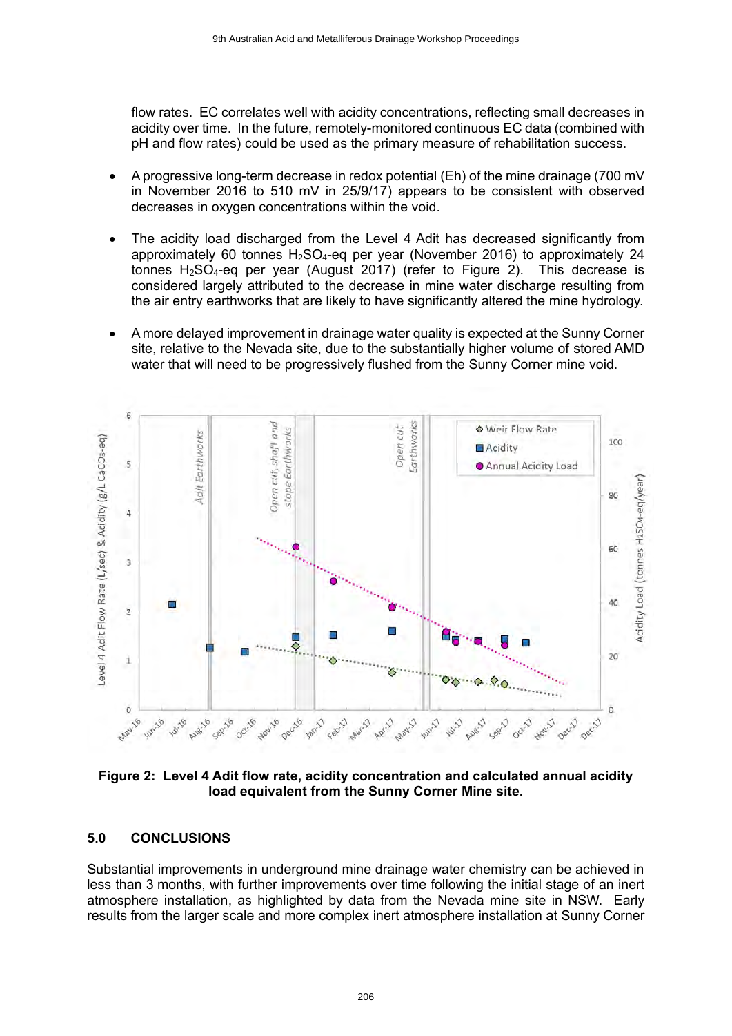flow rates. EC correlates well with acidity concentrations, reflecting small decreases in acidity over time. In the future, remotely-monitored continuous EC data (combined with pH and flow rates) could be used as the primary measure of rehabilitation success.

- A progressive long-term decrease in redox potential (Eh) of the mine drainage (700 mV in November 2016 to 510 mV in 25/9/17) appears to be consistent with observed decreases in oxygen concentrations within the void.
- The acidity load discharged from the Level 4 Adit has decreased significantly from approximately 60 tonnes $H_2SO_4$-eq per year (November 2016) to approximately 24 tonnes $H_2SO_4$-eq per year (August 2017) (refer to Figure 2). This decrease is considered largely attributed to the decrease in mine water discharge resulting from the air entry earthworks that are likely to have significantly altered the mine hydrology.
- A more delayed improvement in drainage water quality is expected at the Sunny Corner site, relative to the Nevada site, due to the substantially higher volume of stored AMD water that will need to be progressively flushed from the Sunny Corner mine void.

**Figure 2: Level 4 Adit flow rate, acidity concentration and calculated annual acidity load equivalent from the Sunny Corner Mine site.**

## 5.0 CONCLUSIONS

Substantial improvements in underground mine drainage water chemistry can be achieved in less than 3 months, with further improvements over time following the initial stage of an inert atmosphere installation, as highlighted by data from the Nevada mine site in NSW. Early results from the larger scale and more complex inert atmosphere installation at Sunny Corner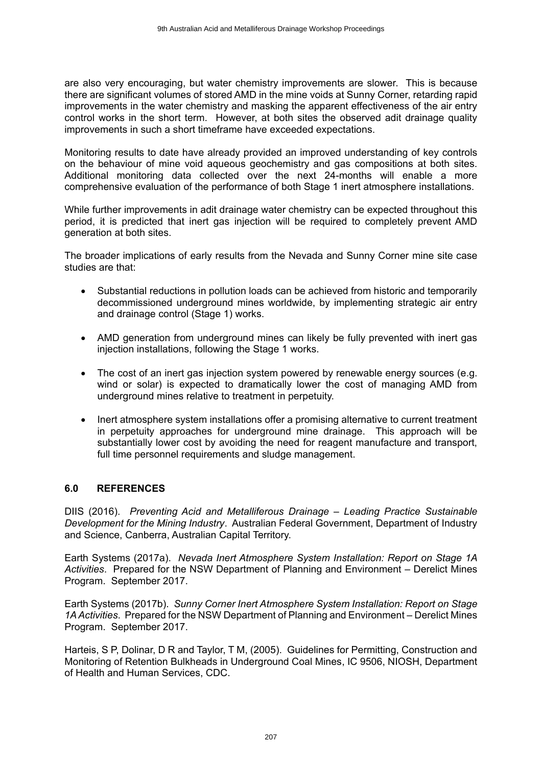are also very encouraging, but water chemistry improvements are slower. This is because there are significant volumes of stored AMD in the mine voids at Sunny Corner, retarding rapid improvements in the water chemistry and masking the apparent effectiveness of the air entry control works in the short term. However, at both sites the observed adit drainage quality improvements in such a short timeframe have exceeded expectations.

Monitoring results to date have already provided an improved understanding of key controls on the behaviour of mine void aqueous geochemistry and gas compositions at both sites. Additional monitoring data collected over the next 24-months will enable a more comprehensive evaluation of the performance of both Stage 1 inert atmosphere installations.

While further improvements in adit drainage water chemistry can be expected throughout this period, it is predicted that inert gas injection will be required to completely prevent AMD generation at both sites.

The broader implications of early results from the Nevada and Sunny Corner mine site case studies are that:

- Substantial reductions in pollution loads can be achieved from historic and temporarily decommissioned underground mines worldwide, by implementing strategic air entry and drainage control (Stage 1) works.
- AMD generation from underground mines can likely be fully prevented with inert gas injection installations, following the Stage 1 works.
- The cost of an inert gas injection system powered by renewable energy sources (e.g. wind or solar) is expected to dramatically lower the cost of managing AMD from underground mines relative to treatment in perpetuity.
- Inert atmosphere system installations offer a promising alternative to current treatment in perpetuity approaches for underground mine drainage. This approach will be substantially lower cost by avoiding the need for reagent manufacture and transport, full time personnel requirements and sludge management.

## 6.0 REFERENCES

DIIS (2016). *Preventing Acid and Metalliferous Drainage – Leading Practice Sustainable Development for the Mining Industry*. Australian Federal Government, Department of Industry and Science, Canberra, Australian Capital Territory.

Earth Systems (2017a). *Nevada Inert Atmosphere System Installation: Report on Stage 1A Activities*. Prepared for the NSW Department of Planning and Environment – Derelict Mines Program. September 2017.

Earth Systems (2017b). *Sunny Corner Inert Atmosphere System Installation: Report on Stage 1A Activities*. Prepared for the NSW Department of Planning and Environment – Derelict Mines Program. September 2017.

Harteis, S P, Dolinar, D R and Taylor, T M, (2005). Guidelines for Permitting, Construction and Monitoring of Retention Bulkheads in Underground Coal Mines, IC 9506, NIOSH, Department of Health and Human Services, CDC.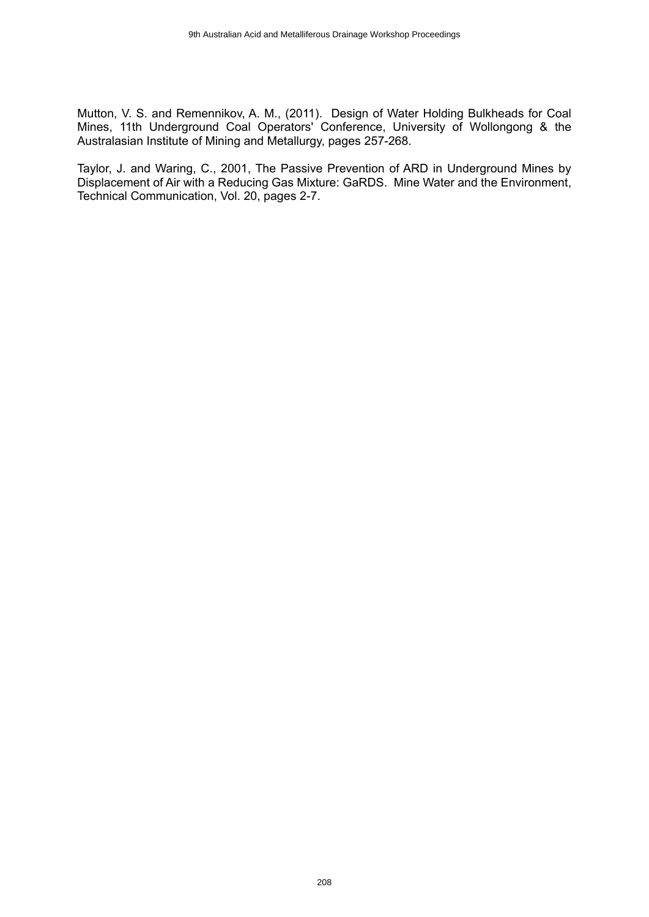Mutton, V. S. and Remennikov, A. M., (2011). Design of Water Holding Bulkheads for Coal Mines, 11th Underground Coal Operators' Conference, University of Wollongong & the Australasian Institute of Mining and Metallurgy, pages 257-268.

Taylor, J. and Waring, C., 2001, The Passive Prevention of ARD in Underground Mines by Displacement of Air with a Reducing Gas Mixture: GaRDS. Mine Water and the Environment, Technical Communication, Vol. 20, pages 2-7.